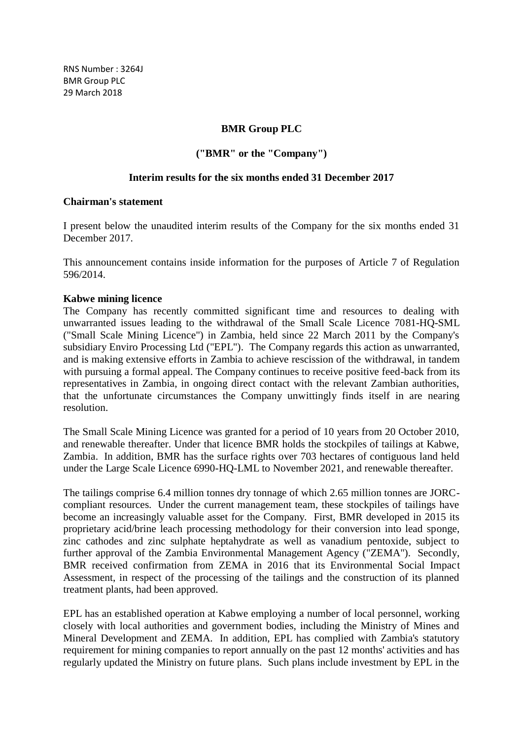RNS Number : 3264J
BMR Group PLC
29 March 2018

**BMR Group PLC**

**("BMR" or the "Company")**

**Interim results for the six months ended 31 December 2017**

**Chairman's statement**

I present below the unaudited interim results of the Company for the six months ended 31 December 2017.

This announcement contains inside information for the purposes of Article 7 of Regulation 596/2014.

**Kabwe mining licence**

The Company has recently committed significant time and resources to dealing with unwarranted issues leading to the withdrawal of the Small Scale Licence 7081-HQ-SML ("Small Scale Mining Licence") in Zambia, held since 22 March 2011 by the Company's subsidiary Enviro Processing Ltd ("EPL"). The Company regards this action as unwarranted, and is making extensive efforts in Zambia to achieve rescission of the withdrawal, in tandem with pursuing a formal appeal. The Company continues to receive positive feed-back from its representatives in Zambia, in ongoing direct contact with the relevant Zambian authorities, that the unfortunate circumstances the Company unwittingly finds itself in are nearing resolution.

The Small Scale Mining Licence was granted for a period of 10 years from 20 October 2010, and renewable thereafter. Under that licence BMR holds the stockpiles of tailings at Kabwe, Zambia. In addition, BMR has the surface rights over 703 hectares of contiguous land held under the Large Scale Licence 6990-HQ-LML to November 2021, and renewable thereafter.

The tailings comprise 6.4 million tonnes dry tonnage of which 2.65 million tonnes are JORC-compliant resources. Under the current management team, these stockpiles of tailings have become an increasingly valuable asset for the Company. First, BMR developed in 2015 its proprietary acid/brine leach processing methodology for their conversion into lead sponge, zinc cathodes and zinc sulphate heptahydrate as well as vanadium pentoxide, subject to further approval of the Zambia Environmental Management Agency ("ZEMA"). Secondly, BMR received confirmation from ZEMA in 2016 that its Environmental Social Impact Assessment, in respect of the processing of the tailings and the construction of its planned treatment plants, had been approved.

EPL has an established operation at Kabwe employing a number of local personnel, working closely with local authorities and government bodies, including the Ministry of Mines and Mineral Development and ZEMA. In addition, EPL has complied with Zambia's statutory requirement for mining companies to report annually on the past 12 months' activities and has regularly updated the Ministry on future plans. Such plans include investment by EPL in the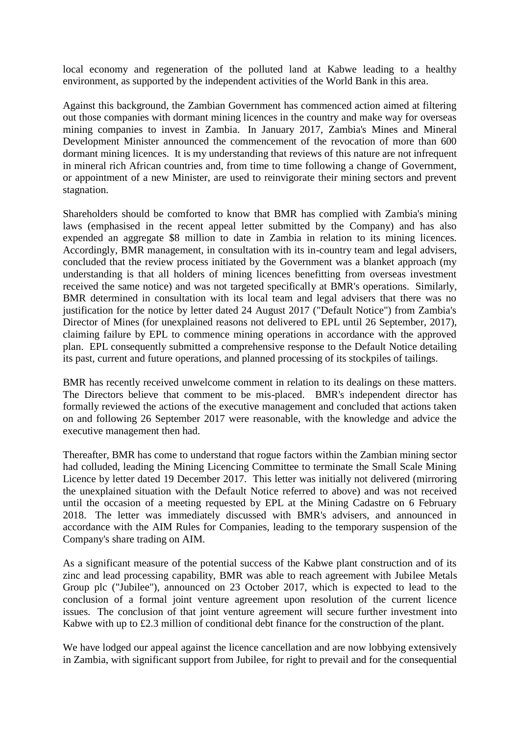local economy and regeneration of the polluted land at Kabwe leading to a healthy environment, as supported by the independent activities of the World Bank in this area.

Against this background, the Zambian Government has commenced action aimed at filtering out those companies with dormant mining licences in the country and make way for overseas mining companies to invest in Zambia. In January 2017, Zambia's Mines and Mineral Development Minister announced the commencement of the revocation of more than 600 dormant mining licences. It is my understanding that reviews of this nature are not infrequent in mineral rich African countries and, from time to time following a change of Government, or appointment of a new Minister, are used to reinvigorate their mining sectors and prevent stagnation.

Shareholders should be comforted to know that BMR has complied with Zambia's mining laws (emphasised in the recent appeal letter submitted by the Company) and has also expended an aggregate $8 million to date in Zambia in relation to its mining licences. Accordingly, BMR management, in consultation with its in-country team and legal advisers, concluded that the review process initiated by the Government was a blanket approach (my understanding is that all holders of mining licences benefitting from overseas investment received the same notice) and was not targeted specifically at BMR's operations. Similarly, BMR determined in consultation with its local team and legal advisers that there was no justification for the notice by letter dated 24 August 2017 ("Default Notice") from Zambia's Director of Mines (for unexplained reasons not delivered to EPL until 26 September, 2017), claiming failure by EPL to commence mining operations in accordance with the approved plan. EPL consequently submitted a comprehensive response to the Default Notice detailing its past, current and future operations, and planned processing of its stockpiles of tailings.

BMR has recently received unwelcome comment in relation to its dealings on these matters. The Directors believe that comment to be mis-placed. BMR's independent director has formally reviewed the actions of the executive management and concluded that actions taken on and following 26 September 2017 were reasonable, with the knowledge and advice the executive management then had.

Thereafter, BMR has come to understand that rogue factors within the Zambian mining sector had colluded, leading the Mining Licencing Committee to terminate the Small Scale Mining Licence by letter dated 19 December 2017. This letter was initially not delivered (mirroring the unexplained situation with the Default Notice referred to above) and was not received until the occasion of a meeting requested by EPL at the Mining Cadastre on 6 February 2018. The letter was immediately discussed with BMR's advisers, and announced in accordance with the AIM Rules for Companies, leading to the temporary suspension of the Company's share trading on AIM.

As a significant measure of the potential success of the Kabwe plant construction and of its zinc and lead processing capability, BMR was able to reach agreement with Jubilee Metals Group plc ("Jubilee"), announced on 23 October 2017, which is expected to lead to the conclusion of a formal joint venture agreement upon resolution of the current licence issues. The conclusion of that joint venture agreement will secure further investment into Kabwe with up to £2.3 million of conditional debt finance for the construction of the plant.

We have lodged our appeal against the licence cancellation and are now lobbying extensively in Zambia, with significant support from Jubilee, for right to prevail and for the consequential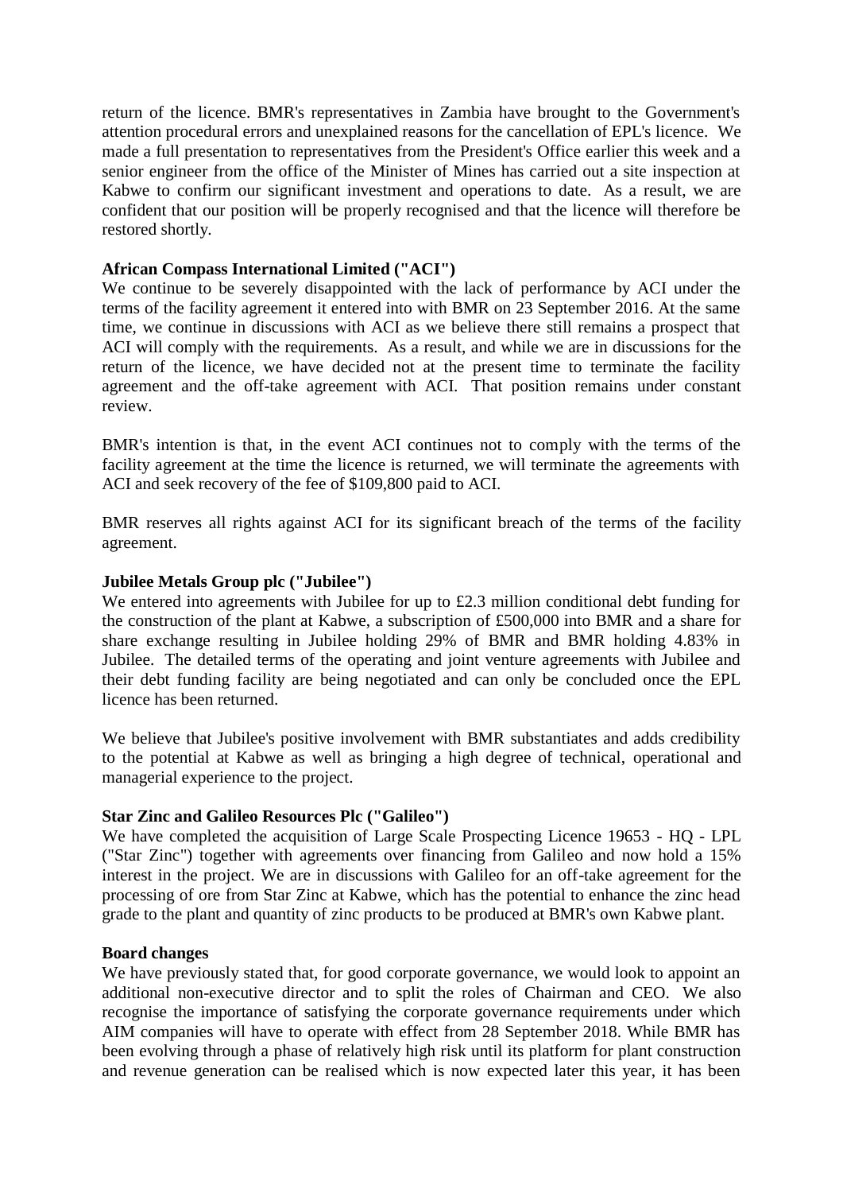return of the licence. BMR's representatives in Zambia have brought to the Government's attention procedural errors and unexplained reasons for the cancellation of EPL's licence. We made a full presentation to representatives from the President's Office earlier this week and a senior engineer from the office of the Minister of Mines has carried out a site inspection at Kabwe to confirm our significant investment and operations to date. As a result, we are confident that our position will be properly recognised and that the licence will therefore be restored shortly.

**African Compass International Limited ("ACI")**

We continue to be severely disappointed with the lack of performance by ACI under the terms of the facility agreement it entered into with BMR on 23 September 2016. At the same time, we continue in discussions with ACI as we believe there still remains a prospect that ACI will comply with the requirements. As a result, and while we are in discussions for the return of the licence, we have decided not at the present time to terminate the facility agreement and the off-take agreement with ACI. That position remains under constant review.

BMR's intention is that, in the event ACI continues not to comply with the terms of the facility agreement at the time the licence is returned, we will terminate the agreements with ACI and seek recovery of the fee of $109,800 paid to ACI.

BMR reserves all rights against ACI for its significant breach of the terms of the facility agreement.

**Jubilee Metals Group plc ("Jubilee")**

We entered into agreements with Jubilee for up to £2.3 million conditional debt funding for the construction of the plant at Kabwe, a subscription of £500,000 into BMR and a share for share exchange resulting in Jubilee holding 29% of BMR and BMR holding 4.83% in Jubilee. The detailed terms of the operating and joint venture agreements with Jubilee and their debt funding facility are being negotiated and can only be concluded once the EPL licence has been returned.

We believe that Jubilee's positive involvement with BMR substantiates and adds credibility to the potential at Kabwe as well as bringing a high degree of technical, operational and managerial experience to the project.

**Star Zinc and Galileo Resources Plc ("Galileo")**

We have completed the acquisition of Large Scale Prospecting Licence 19653 - HQ - LPL ("Star Zinc") together with agreements over financing from Galileo and now hold a 15% interest in the project. We are in discussions with Galileo for an off-take agreement for the processing of ore from Star Zinc at Kabwe, which has the potential to enhance the zinc head grade to the plant and quantity of zinc products to be produced at BMR's own Kabwe plant.

**Board changes**

We have previously stated that, for good corporate governance, we would look to appoint an additional non-executive director and to split the roles of Chairman and CEO. We also recognise the importance of satisfying the corporate governance requirements under which AIM companies will have to operate with effect from 28 September 2018. While BMR has been evolving through a phase of relatively high risk until its platform for plant construction and revenue generation can be realised which is now expected later this year, it has been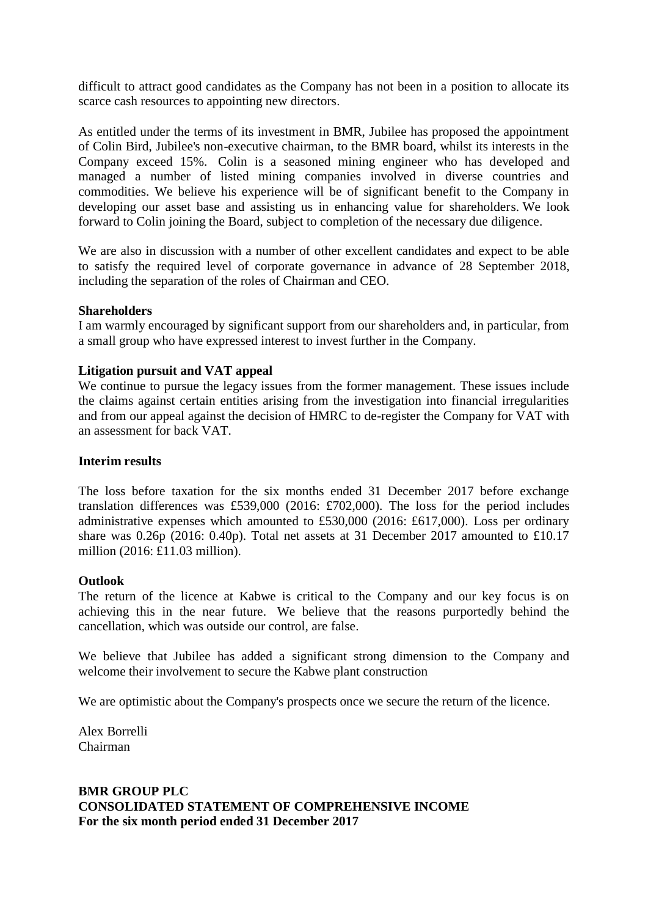difficult to attract good candidates as the Company has not been in a position to allocate its scarce cash resources to appointing new directors.

As entitled under the terms of its investment in BMR, Jubilee has proposed the appointment of Colin Bird, Jubilee's non-executive chairman, to the BMR board, whilst its interests in the Company exceed 15%. Colin is a seasoned mining engineer who has developed and managed a number of listed mining companies involved in diverse countries and commodities. We believe his experience will be of significant benefit to the Company in developing our asset base and assisting us in enhancing value for shareholders. We look forward to Colin joining the Board, subject to completion of the necessary due diligence.

We are also in discussion with a number of other excellent candidates and expect to be able to satisfy the required level of corporate governance in advance of 28 September 2018, including the separation of the roles of Chairman and CEO.

**Shareholders**

I am warmly encouraged by significant support from our shareholders and, in particular, from a small group who have expressed interest to invest further in the Company.

**Litigation pursuit and VAT appeal**

We continue to pursue the legacy issues from the former management. These issues include the claims against certain entities arising from the investigation into financial irregularities and from our appeal against the decision of HMRC to de-register the Company for VAT with an assessment for back VAT.

**Interim results**

The loss before taxation for the six months ended 31 December 2017 before exchange translation differences was £539,000 (2016: £702,000). The loss for the period includes administrative expenses which amounted to £530,000 (2016: £617,000). Loss per ordinary share was 0.26p (2016: 0.40p). Total net assets at 31 December 2017 amounted to £10.17 million (2016: £11.03 million).

**Outlook**

The return of the licence at Kabwe is critical to the Company and our key focus is on achieving this in the near future. We believe that the reasons purportedly behind the cancellation, which was outside our control, are false.

We believe that Jubilee has added a significant strong dimension to the Company and welcome their involvement to secure the Kabwe plant construction

We are optimistic about the Company's prospects once we secure the return of the licence.

Alex Borrelli
Chairman

**BMR GROUP PLC**
**CONSOLIDATED STATEMENT OF COMPREHENSIVE INCOME**
**For the six month period ended 31 December 2017**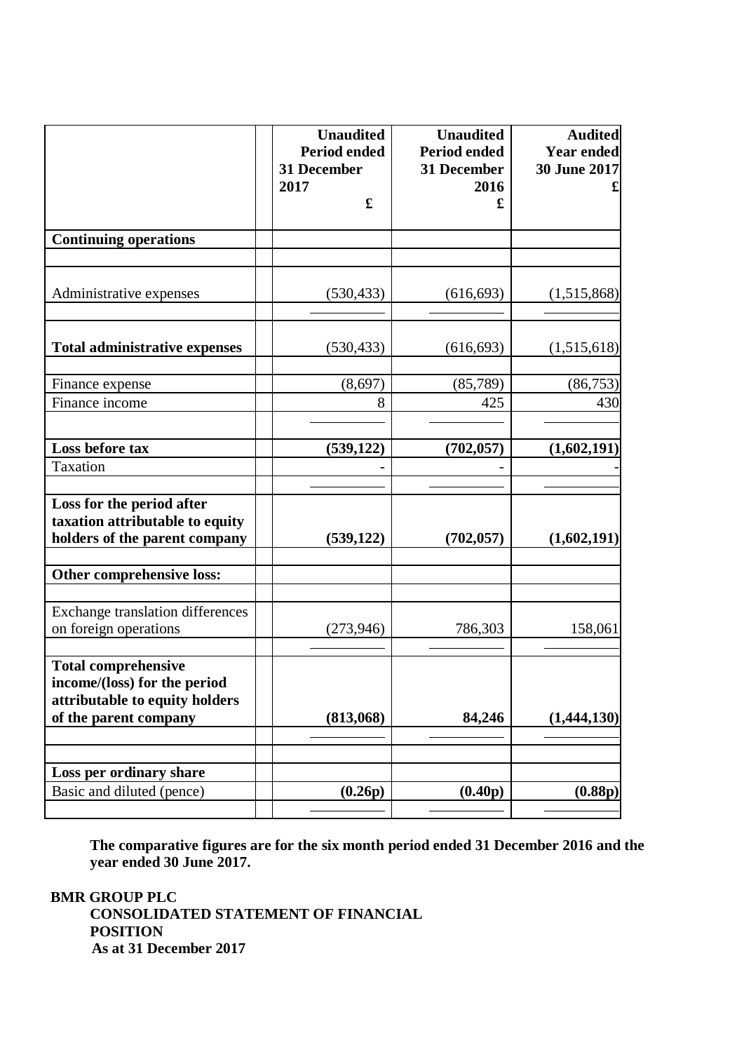| | Unaudited Period ended 31 December 2017 £ | Unaudited Period ended 31 December 2016 £ | Audited Year ended 30 June 2017 £ |
|---|---|---|---|
| **Continuing operations** | | | |
| Administrative expenses | (530,433) | (616,693) | (1,515,868) |
| **Total administrative expenses** | (530,433) | (616,693) | (1,515,618) |
| Finance expense | (8,697) | (85,789) | (86,753) |
| Finance income | 8 | 425 | 430 |
| **Loss before tax** | **(539,122)** | **(702,057)** | **(1,602,191)** |
| Taxation | - | - | - |
| **Loss for the period after taxation attributable to equity holders of the parent company** | **(539,122)** | **(702,057)** | **(1,602,191)** |
| **Other comprehensive loss:** | | | |
| Exchange translation differences on foreign operations | (273,946) | 786,303 | 158,061 |
| **Total comprehensive income/(loss) for the period attributable to equity holders of the parent company** | **(813,068)** | **84,246** | **(1,444,130)** |
| **Loss per ordinary share** | | | |
| Basic and diluted (pence) | **(0.26p)** | **(0.40p)** | **(0.88p)** |

**The comparative figures are for the six month period ended 31 December 2016 and the year ended 30 June 2017.**

**BMR GROUP PLC**

**CONSOLIDATED STATEMENT OF FINANCIAL POSITION**

**As at 31 December 2017**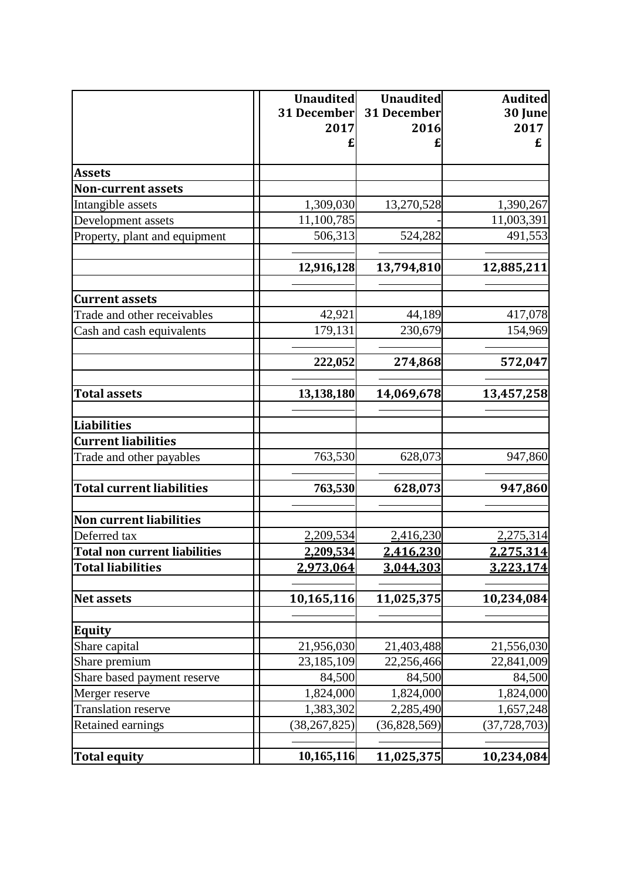| | Unaudited 31 December 2017 £ | Unaudited 31 December 2016 £ | Audited 30 June 2017 £ |
|---|---|---|---|
| **Assets** | | | |
| **Non-current assets** | | | |
| Intangible assets | 1,309,030 | 13,270,528 | 1,390,267 |
| Development assets | 11,100,785 | - | 11,003,391 |
| Property, plant and equipment | 506,313 | 524,282 | 491,553 |
| | **12,916,128** | **13,794,810** | **12,885,211** |
| **Current assets** | | | |
| Trade and other receivables | 42,921 | 44,189 | 417,078 |
| Cash and cash equivalents | 179,131 | 230,679 | 154,969 |
| | **222,052** | **274,868** | **572,047** |
| **Total assets** | **13,138,180** | **14,069,678** | **13,457,258** |
| **Liabilities** | | | |
| **Current liabilities** | | | |
| Trade and other payables | 763,530 | 628,073 | 947,860 |
| **Total current liabilities** | **763,530** | **628,073** | **947,860** |
| **Non current liabilities** | | | |
| Deferred tax | 2,209,534 | 2,416,230 | 2,275,314 |
| **Total non current liabilities** | **2,209,534** | **2,416,230** | **2,275,314** |
| **Total liabilities** | **2,973,064** | **3,044,303** | **3,223,174** |
| **Net assets** | **10,165,116** | **11,025,375** | **10,234,084** |
| **Equity** | | | |
| Share capital | 21,956,030 | 21,403,488 | 21,556,030 |
| Share premium | 23,185,109 | 22,256,466 | 22,841,009 |
| Share based payment reserve | 84,500 | 84,500 | 84,500 |
| Merger reserve | 1,824,000 | 1,824,000 | 1,824,000 |
| Translation reserve | 1,383,302 | 2,285,490 | 1,657,248 |
| Retained earnings | (38,267,825) | (36,828,569) | (37,728,703) |
| **Total equity** | **10,165,116** | **11,025,375** | **10,234,084** |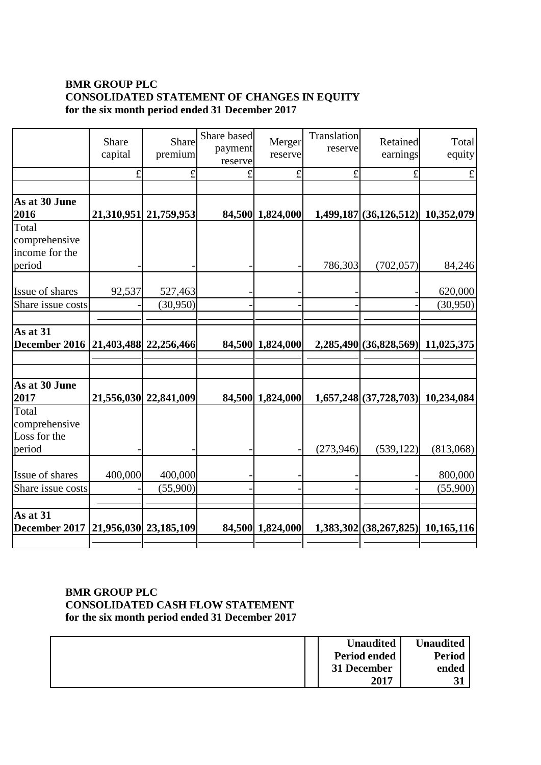**BMR GROUP PLC**
**CONSOLIDATED STATEMENT OF CHANGES IN EQUITY**
**for the six month period ended 31 December 2017**

| | Share capital | Share premium | Share based payment reserve | Merger reserve | Translation reserve | Retained earnings | Total equity |
|---|---|---|---|---|---|---|---|
| | £ | £ | £ | £ | £ | £ | £ |
| **As at 30 June 2016** | **21,310,951** | **21,759,953** | **84,500** | **1,824,000** | **1,499,187** | **(36,126,512)** | **10,352,079** |
| Total comprehensive income for the period | - | - | - | - | 786,303 | (702,057) | 84,246 |
| Issue of shares | 92,537 | 527,463 | - | - | - | - | 620,000 |
| Share issue costs | - | (30,950) | - | - | - | - | (30,950) |
| **As at 31 December 2016** | **21,403,488** | **22,256,466** | **84,500** | **1,824,000** | **2,285,490** | **(36,828,569)** | **11,025,375** |
| **As at 30 June 2017** | **21,556,030** | **22,841,009** | **84,500** | **1,824,000** | **1,657,248** | **(37,728,703)** | **10,234,084** |
| Total comprehensive Loss for the period | - | - | - | - | (273,946) | (539,122) | (813,068) |
| Issue of shares | 400,000 | 400,000 | - | - | - | - | 800,000 |
| Share issue costs | - | (55,900) | - | - | - | - | (55,900) |
| **As at 31 December 2017** | **21,956,030** | **23,185,109** | **84,500** | **1,824,000** | **1,383,302** | **(38,267,825)** | **10,165,116** |

**BMR GROUP PLC**
**CONSOLIDATED CASH FLOW STATEMENT**
**for the six month period ended 31 December 2017**

| | | **Unaudited Period ended 31 December 2017** | **Unaudited Period ended 31** |
|---|---|---|---|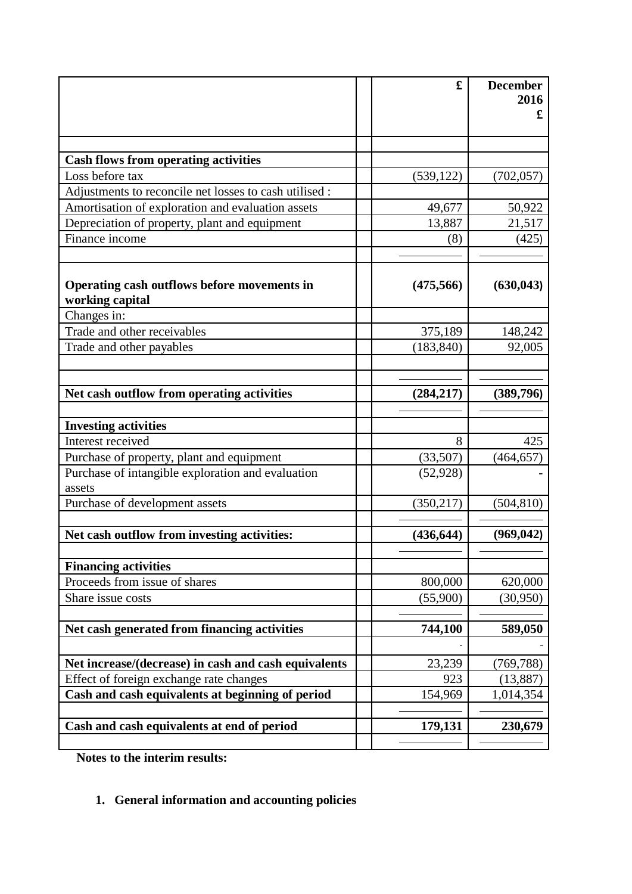| | | £ | December 2016 £ |
|---|---|---|---|
| | | | |
| **Cash flows from operating activities** | | | |
| Loss before tax | | (539,122) | (702,057) |
| Adjustments to reconcile net losses to cash utilised : | | | |
| Amortisation of exploration and evaluation assets | | 49,677 | 50,922 |
| Depreciation of property, plant and equipment | | 13,887 | 21,517 |
| Finance income | | (8) | (425) |
| | | | |
| **Operating cash outflows before movements in working capital** | | **(475,566)** | **(630,043)** |
| Changes in: | | | |
| Trade and other receivables | | 375,189 | 148,242 |
| Trade and other payables | | (183,840) | 92,005 |
| | | | |
| | | | |
| **Net cash outflow from operating activities** | | **(284,217)** | **(389,796)** |
| | | | |
| **Investing activities** | | | |
| Interest received | | 8 | 425 |
| Purchase of property, plant and equipment | | (33,507) | (464,657) |
| Purchase of intangible exploration and evaluation assets | | (52,928) | - |
| Purchase of development assets | | (350,217) | (504,810) |
| | | | |
| **Net cash outflow from investing activities:** | | **(436,644)** | **(969,042)** |
| | | | |
| **Financing activities** | | | |
| Proceeds from issue of shares | | 800,000 | 620,000 |
| Share issue costs | | (55,900) | (30,950) |
| | | | |
| **Net cash generated from financing activities** | | **744,100** | **589,050** |
| | | - | - |
| **Net increase/(decrease) in cash and cash equivalents** | | 23,239 | (769,788) |
| Effect of foreign exchange rate changes | | 923 | (13,887) |
| **Cash and cash equivalents at beginning of period** | | 154,969 | 1,014,354 |
| | | | |
| **Cash and cash equivalents at end of period** | | **179,131** | **230,679** |
| | | | |

**Notes to the interim results:**

1. **General information and accounting policies**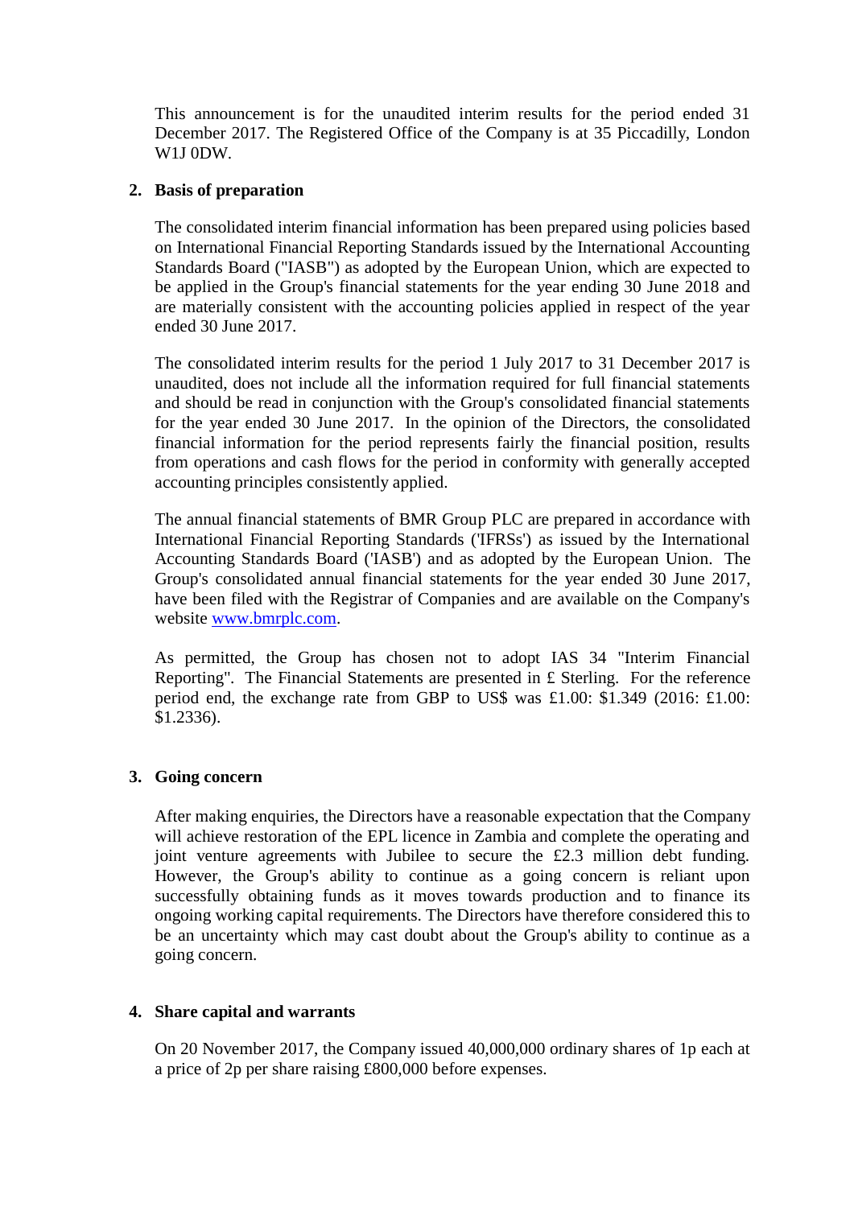This announcement is for the unaudited interim results for the period ended 31 December 2017. The Registered Office of the Company is at 35 Piccadilly, London W1J 0DW.

## 2. Basis of preparation

The consolidated interim financial information has been prepared using policies based on International Financial Reporting Standards issued by the International Accounting Standards Board ("IASB") as adopted by the European Union, which are expected to be applied in the Group's financial statements for the year ending 30 June 2018 and are materially consistent with the accounting policies applied in respect of the year ended 30 June 2017.

The consolidated interim results for the period 1 July 2017 to 31 December 2017 is unaudited, does not include all the information required for full financial statements and should be read in conjunction with the Group's consolidated financial statements for the year ended 30 June 2017. In the opinion of the Directors, the consolidated financial information for the period represents fairly the financial position, results from operations and cash flows for the period in conformity with generally accepted accounting principles consistently applied.

The annual financial statements of BMR Group PLC are prepared in accordance with International Financial Reporting Standards ('IFRSs') as issued by the International Accounting Standards Board ('IASB') and as adopted by the European Union. The Group's consolidated annual financial statements for the year ended 30 June 2017, have been filed with the Registrar of Companies and are available on the Company's website [www.bmrplc.com](www.bmrplc.com).

As permitted, the Group has chosen not to adopt IAS 34 "Interim Financial Reporting". The Financial Statements are presented in £ Sterling. For the reference period end, the exchange rate from GBP to US$ was £1.00: $1.349 (2016: £1.00: $1.2336).

## 3. Going concern

After making enquiries, the Directors have a reasonable expectation that the Company will achieve restoration of the EPL licence in Zambia and complete the operating and joint venture agreements with Jubilee to secure the £2.3 million debt funding. However, the Group's ability to continue as a going concern is reliant upon successfully obtaining funds as it moves towards production and to finance its ongoing working capital requirements. The Directors have therefore considered this to be an uncertainty which may cast doubt about the Group's ability to continue as a going concern.

## 4. Share capital and warrants

On 20 November 2017, the Company issued 40,000,000 ordinary shares of 1p each at a price of 2p per share raising £800,000 before expenses.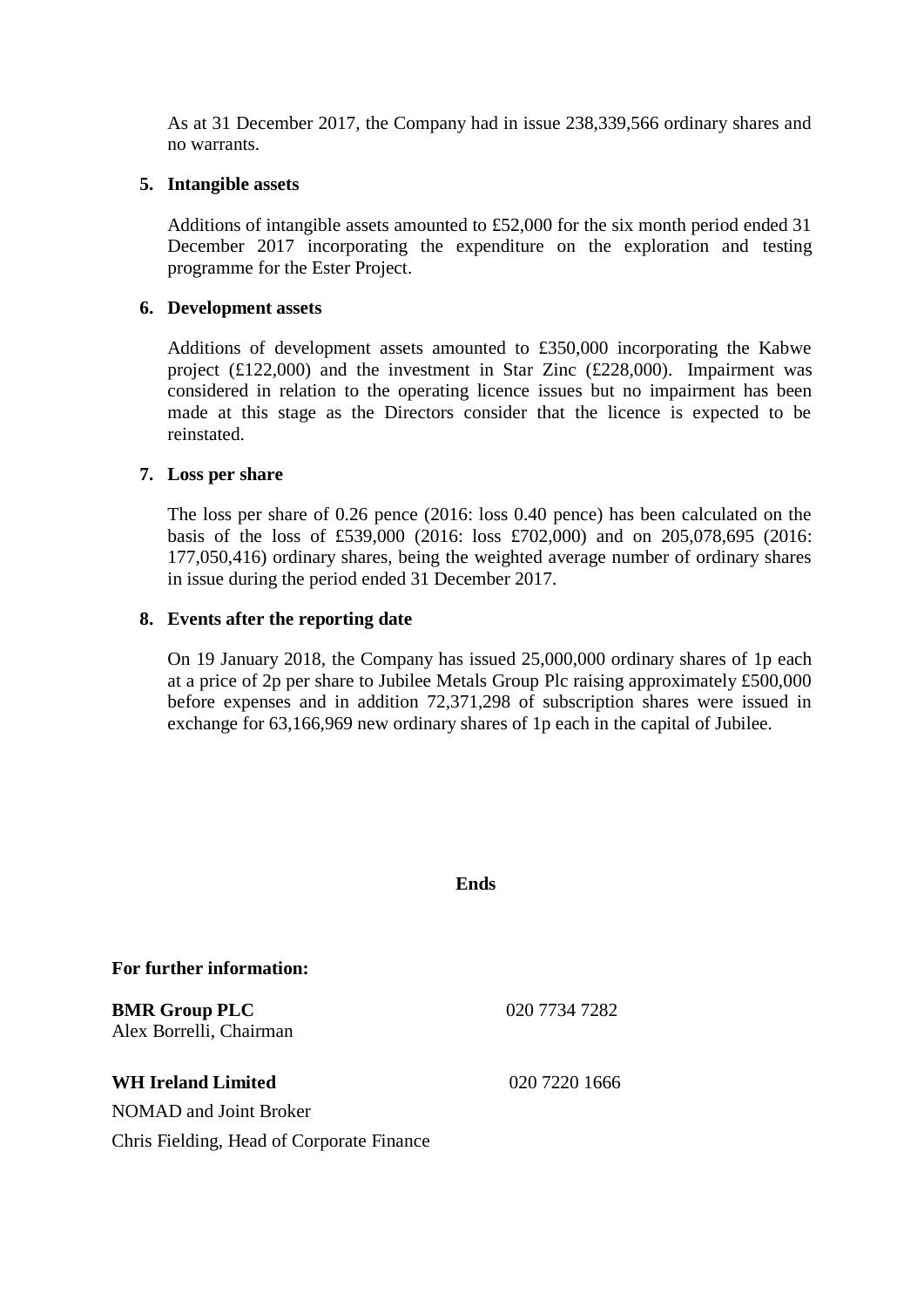As at 31 December 2017, the Company had in issue 238,339,566 ordinary shares and no warrants.

**5. Intangible assets**

Additions of intangible assets amounted to £52,000 for the six month period ended 31 December 2017 incorporating the expenditure on the exploration and testing programme for the Ester Project.

**6. Development assets**

Additions of development assets amounted to £350,000 incorporating the Kabwe project (£122,000) and the investment in Star Zinc (£228,000). Impairment was considered in relation to the operating licence issues but no impairment has been made at this stage as the Directors consider that the licence is expected to be reinstated.

**7. Loss per share**

The loss per share of 0.26 pence (2016: loss 0.40 pence) has been calculated on the basis of the loss of £539,000 (2016: loss £702,000) and on 205,078,695 (2016: 177,050,416) ordinary shares, being the weighted average number of ordinary shares in issue during the period ended 31 December 2017.

**8. Events after the reporting date**

On 19 January 2018, the Company has issued 25,000,000 ordinary shares of 1p each at a price of 2p per share to Jubilee Metals Group Plc raising approximately £500,000 before expenses and in addition 72,371,298 of subscription shares were issued in exchange for 63,166,969 new ordinary shares of 1p each in the capital of Jubilee.

**Ends**

**For further information:**

**BMR Group PLC** 020 7734 7282
Alex Borrelli, Chairman

**WH Ireland Limited** 020 7220 1666
NOMAD and Joint Broker
Chris Fielding, Head of Corporate Finance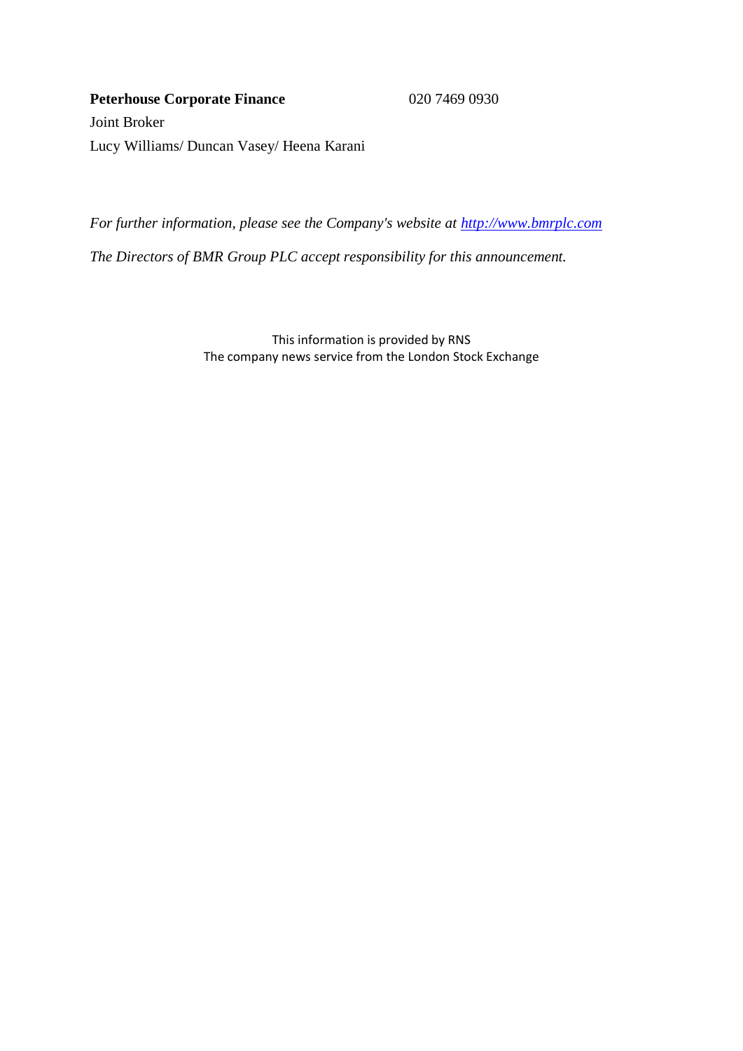**Peterhouse Corporate Finance** 020 7469 0930

Joint Broker

Lucy Williams/ Duncan Vasey/ Heena Karani

*For further information, please see the Company's website at [http://www.bmrplc.com](http://www.bmrplc.com)*

*The Directors of BMR Group PLC accept responsibility for this announcement.*

This information is provided by RNS
The company news service from the London Stock Exchange